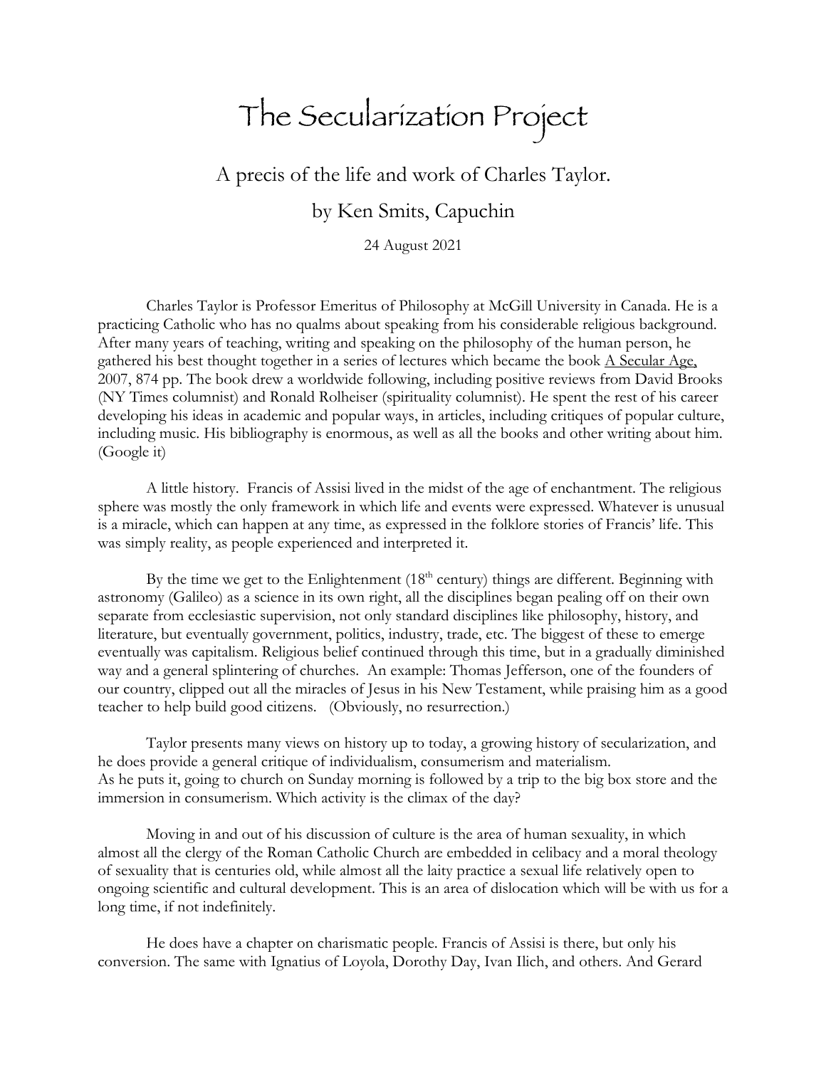# The Secularization Project

A precis of the life and work of Charles Taylor.

by Ken Smits, Capuchin

24 August 2021

Charles Taylor is Professor Emeritus of Philosophy at McGill University in Canada. He is a practicing Catholic who has no qualms about speaking from his considerable religious background. After many years of teaching, writing and speaking on the philosophy of the human person, he gathered his best thought together in a series of lectures which became the book A Secular Age, 2007, 874 pp. The book drew a worldwide following, including positive reviews from David Brooks (NY Times columnist) and Ronald Rolheiser (spirituality columnist). He spent the rest of his career developing his ideas in academic and popular ways, in articles, including critiques of popular culture, including music. His bibliography is enormous, as well as all the books and other writing about him. (Google it)

A little history. Francis of Assisi lived in the midst of the age of enchantment. The religious sphere was mostly the only framework in which life and events were expressed. Whatever is unusual is a miracle, which can happen at any time, as expressed in the folklore stories of Francis' life. This was simply reality, as people experienced and interpreted it.

By the time we get to the Enlightenment (18th century) things are different. Beginning with astronomy (Galileo) as a science in its own right, all the disciplines began pealing off on their own separate from ecclesiastic supervision, not only standard disciplines like philosophy, history, and literature, but eventually government, politics, industry, trade, etc. The biggest of these to emerge eventually was capitalism. Religious belief continued through this time, but in a gradually diminished way and a general splintering of churches. An example: Thomas Jefferson, one of the founders of our country, clipped out all the miracles of Jesus in his New Testament, while praising him as a good teacher to help build good citizens. (Obviously, no resurrection.)

Taylor presents many views on history up to today, a growing history of secularization, and he does provide a general critique of individualism, consumerism and materialism.
As he puts it, going to church on Sunday morning is followed by a trip to the big box store and the immersion in consumerism. Which activity is the climax of the day?

Moving in and out of his discussion of culture is the area of human sexuality, in which almost all the clergy of the Roman Catholic Church are embedded in celibacy and a moral theology of sexuality that is centuries old, while almost all the laity practice a sexual life relatively open to ongoing scientific and cultural development. This is an area of dislocation which will be with us for a long time, if not indefinitely.

He does have a chapter on charismatic people. Francis of Assisi is there, but only his conversion. The same with Ignatius of Loyola, Dorothy Day, Ivan Ilich, and others. And Gerard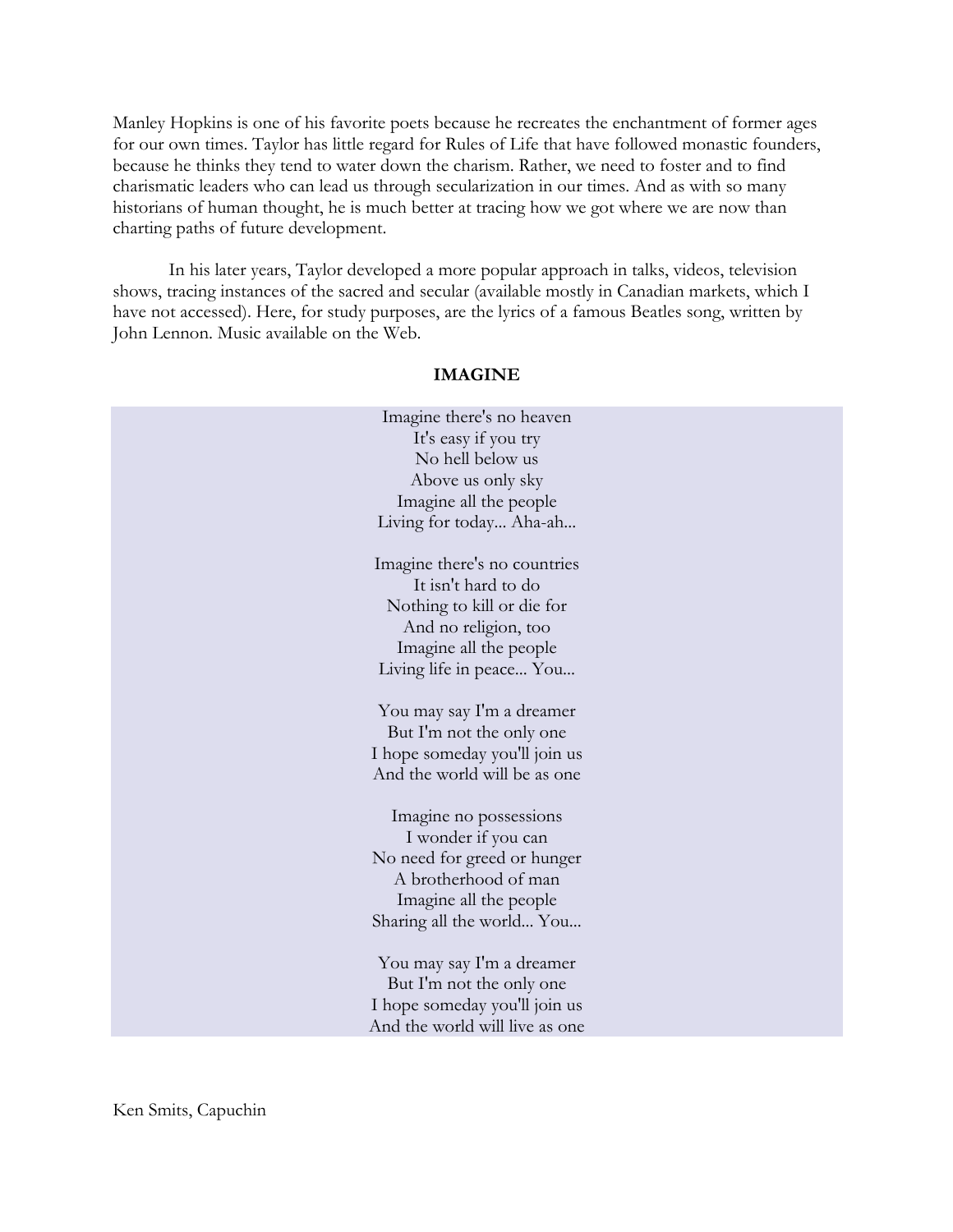Manley Hopkins is one of his favorite poets because he recreates the enchantment of former ages for our own times. Taylor has little regard for Rules of Life that have followed monastic founders, because he thinks they tend to water down the charism. Rather, we need to foster and to find charismatic leaders who can lead us through secularization in our times. And as with so many historians of human thought, he is much better at tracing how we got where we are now than charting paths of future development.

In his later years, Taylor developed a more popular approach in talks, videos, television shows, tracing instances of the sacred and secular (available mostly in Canadian markets, which I have not accessed). Here, for study purposes, are the lyrics of a famous Beatles song, written by John Lennon. Music available on the Web.

**IMAGINE**

Imagine there's no heaven
It's easy if you try
No hell below us
Above us only sky
Imagine all the people
Living for today... Aha-ah...

Imagine there's no countries
It isn't hard to do
Nothing to kill or die for
And no religion, too
Imagine all the people
Living life in peace... You...

You may say I'm a dreamer
But I'm not the only one
I hope someday you'll join us
And the world will be as one

Imagine no possessions
I wonder if you can
No need for greed or hunger
A brotherhood of man
Imagine all the people
Sharing all the world... You...

You may say I'm a dreamer
But I'm not the only one
I hope someday you'll join us
And the world will live as one

Ken Smits, Capuchin